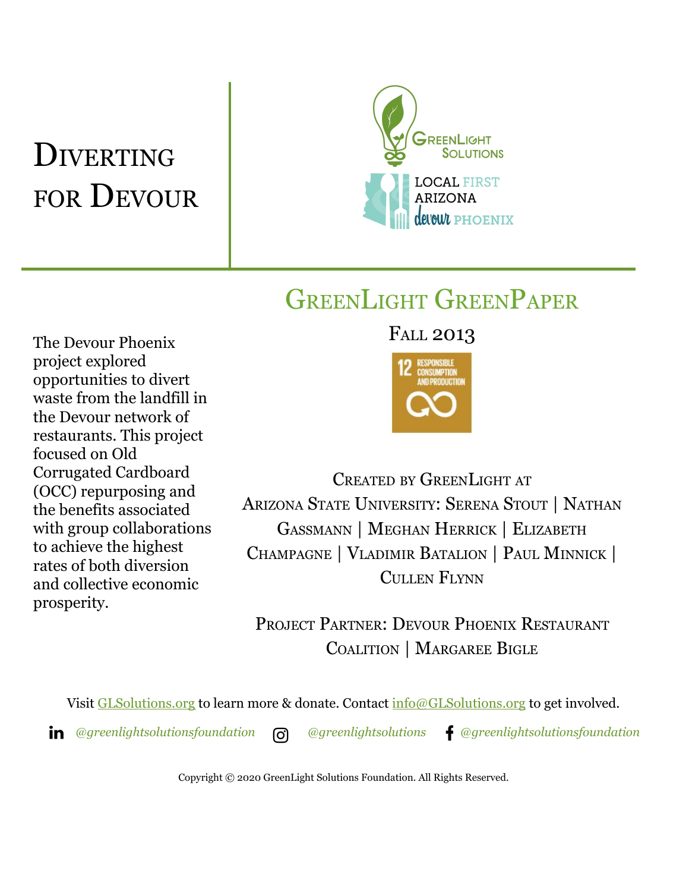# Diverting for Devour

## GreenLight GreenPaper

Fall 2013

The Devour Phoenix project explored opportunities to divert waste from the landfill in the Devour network of restaurants. This project focused on Old Corrugated Cardboard (OCC) repurposing and the benefits associated with group collaborations to achieve the highest rates of both diversion and collective economic prosperity.

Created by GreenLight at Arizona State University: Serena Stout | Nathan Gassmann | Meghan Herrick | Elizabeth Champagne | Vladimir Batalion | Paul Minnick | Cullen Flynn

Project Partner: Devour Phoenix Restaurant Coalition | Margaree Bigle

Visit GLSolutions.org to learn more & donate. Contact info@GLSolutions.org to get involved.

*@greenlightsolutionsfoundation* *@greenlightsolutions* *@greenlightsolutionsfoundation*

Copyright © 2020 GreenLight Solutions Foundation. All Rights Reserved.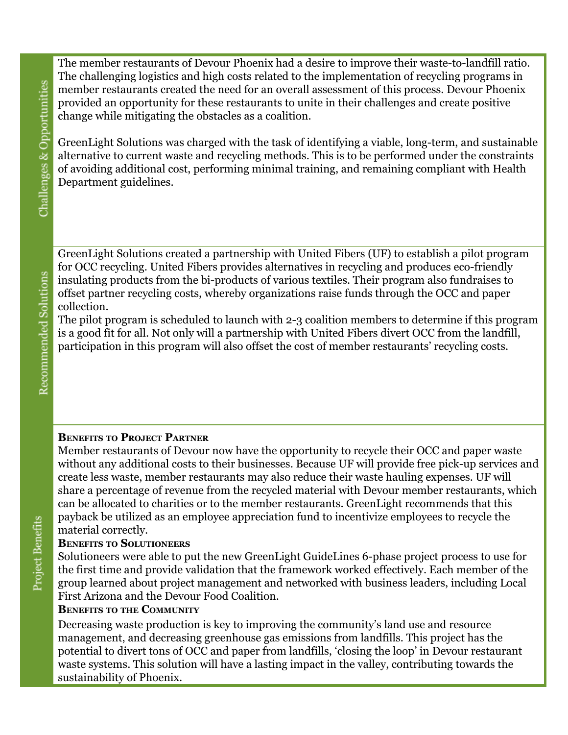## Challenges & Opportunities

The member restaurants of Devour Phoenix had a desire to improve their waste-to-landfill ratio. The challenging logistics and high costs related to the implementation of recycling programs in member restaurants created the need for an overall assessment of this process. Devour Phoenix provided an opportunity for these restaurants to unite in their challenges and create positive change while mitigating the obstacles as a coalition.

GreenLight Solutions was charged with the task of identifying a viable, long-term, and sustainable alternative to current waste and recycling methods. This is to be performed under the constraints of avoiding additional cost, performing minimal training, and remaining compliant with Health Department guidelines.

## Recommended Solutions

GreenLight Solutions created a partnership with United Fibers (UF) to establish a pilot program for OCC recycling. United Fibers provides alternatives in recycling and produces eco-friendly insulating products from the bi-products of various textiles. Their program also fundraises to offset partner recycling costs, whereby organizations raise funds through the OCC and paper collection.

The pilot program is scheduled to launch with 2-3 coalition members to determine if this program is a good fit for all. Not only will a partnership with United Fibers divert OCC from the landfill, participation in this program will also offset the cost of member restaurants' recycling costs.

## Project Benefits

**Benefits to Project Partner**

Member restaurants of Devour now have the opportunity to recycle their OCC and paper waste without any additional costs to their businesses. Because UF will provide free pick-up services and create less waste, member restaurants may also reduce their waste hauling expenses. UF will share a percentage of revenue from the recycled material with Devour member restaurants, which can be allocated to charities or to the member restaurants. GreenLight recommends that this payback be utilized as an employee appreciation fund to incentivize employees to recycle the material correctly.

**Benefits to Solutioneers**

Solutioneers were able to put the new GreenLight GuideLines 6-phase project process to use for the first time and provide validation that the framework worked effectively. Each member of the group learned about project management and networked with business leaders, including Local First Arizona and the Devour Food Coalition.

**Benefits to the Community**

Decreasing waste production is key to improving the community's land use and resource management, and decreasing greenhouse gas emissions from landfills. This project has the potential to divert tons of OCC and paper from landfills, 'closing the loop' in Devour restaurant waste systems. This solution will have a lasting impact in the valley, contributing towards the sustainability of Phoenix.